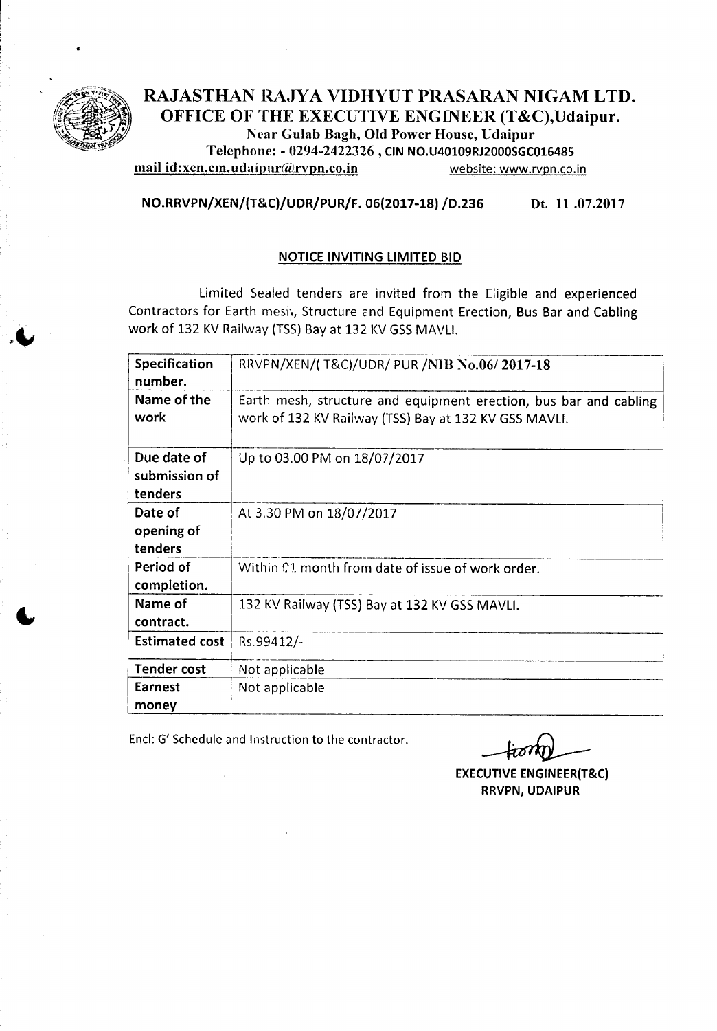# RAJASTHAN RAJYA VIDHYUT PRASARAN NIGAM LTD.

## OFFICE OF THE EXECUTIVE ENGINEER (T&C),Udaipur.

Near Gulab Bagh, Old Power House, Udaipur

Telephone: - 0294-2422326 , CIN NO.U40109RJ2000SGC016485

mail id:xen.cm.udaipur@rvpn.co.in website: www.rvpn.co.in

**NO.RRVPN/XEN/(T&C)/UDR/PUR/F. 06(2017-18) /D.236 Dt. 11 .07.2017**

### NOTICE INVITING LIMITED BID

Limited Sealed tenders are invited from the Eligible and experienced Contractors for Earth mesh, Structure and Equipment Erection, Bus Bar and Cabling work of 132 KV Railway (TSS) Bay at 132 KV GSS MAVLI.

| | |
|---|---|
| **Specification number.** | RRVPN/XEN/( T&C)/UDR/ PUR /NIB No.06/ 2017-18 |
| **Name of the work** | Earth mesh, structure and equipment erection, bus bar and cabling work of 132 KV Railway (TSS) Bay at 132 KV GSS MAVLI. |
| **Due date of submission of tenders** | Up to 03.00 PM on 18/07/2017 |
| **Date of opening of tenders** | At 3.30 PM on 18/07/2017 |
| **Period of completion.** | Within 01 month from date of issue of work order. |
| **Name of contract.** | 132 KV Railway (TSS) Bay at 132 KV GSS MAVLI. |
| **Estimated cost** | Rs.99412/- |
| **Tender cost** | Not applicable |
| **Earnest money** | Not applicable |

Encl: G' Schedule and Instruction to the contractor.

**EXECUTIVE ENGINEER(T&C)**
**RRVPN, UDAIPUR**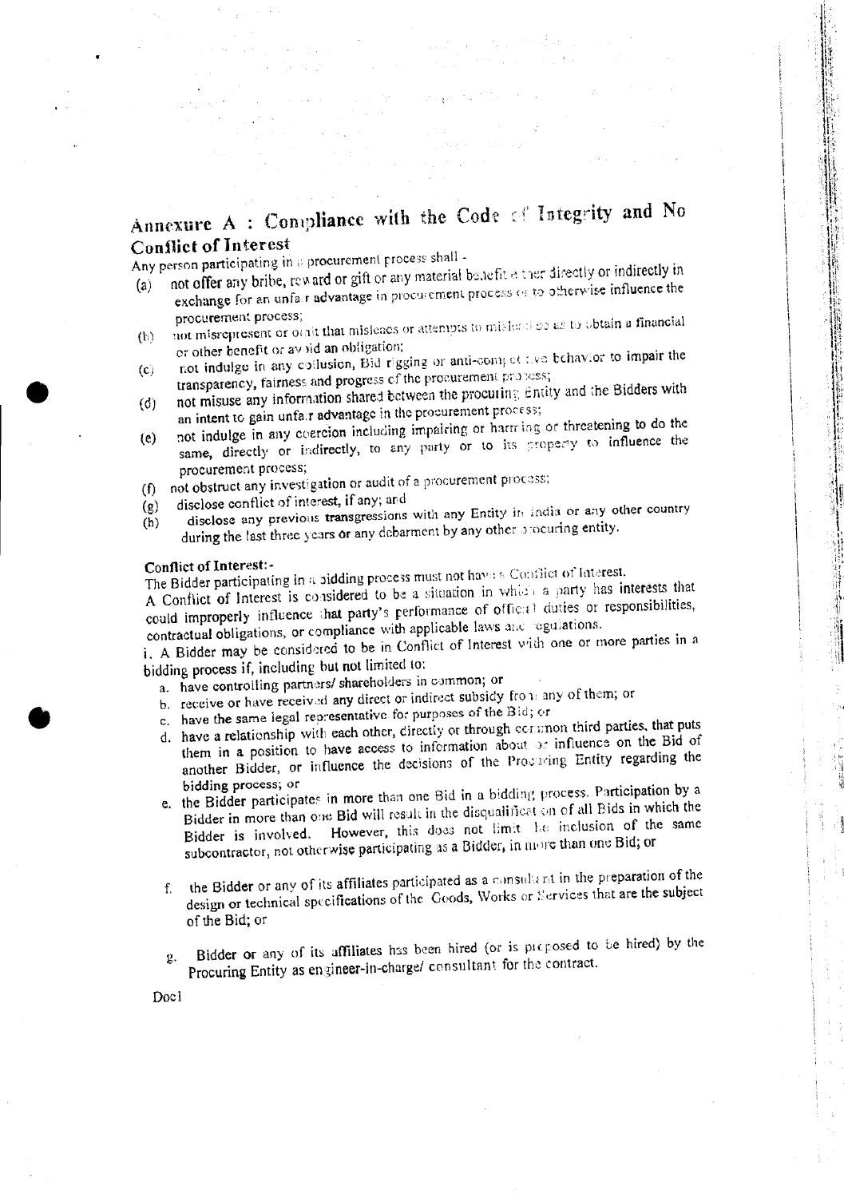## Annexure A : Compliance with the Code of Integrity and No Conflict of Interest

Any person participating in a procurement process shall -

(a) not offer any bribe, reward or gift or any material benefit either directly or indirectly in exchange for an unfair advantage in procurement process or to otherwise influence the procurement process;

(b) not misrepresent or omit that misleads or attempts to mislead so as to obtain a financial or other benefit or avoid an obligation;

(c) not indulge in any collusion, Bid rigging or anti-competitive behavior to impair the transparency, fairness and progress of the procurement process;

(d) not misuse any information shared between the procuring Entity and the Bidders with an intent to gain unfair advantage in the procurement process;

(e) not indulge in any coercion including impairing or harming or threatening to do the same, directly or indirectly, to any party or to its property to influence the procurement process;

(f) not obstruct any investigation or audit of a procurement process;

(g) disclose conflict of interest, if any; and

(h) disclose any previous **transgressions** with any Entity in India or any other country during the last three years or any debarment by any other procuring entity.

**Conflict of Interest:-**

The Bidder participating in a bidding process must not have a Conflict of Interest.

A Conflict of Interest is considered to be a situation in which a party has interests that could improperly influence that party's performance of official duties or responsibilities, contractual obligations, or compliance with applicable laws and regulations.

i. A Bidder may be considered to be in Conflict of Interest with one or more parties in a bidding process if, including but not limited to:

a. have controlling partners/ shareholders in common; or

b. receive or have received any direct or indirect subsidy from any of them; or

c. have the same legal representative for purposes of the Bid; or

d. have a relationship with each other, directly or through common third parties, that puts them in a position to have access to information about or influence on the Bid of another Bidder, or influence the decisions of the Procuring Entity regarding the bidding process; or

e. the Bidder participates in more than one Bid in a bidding process. Participation by a Bidder in more than one Bid will result in the disqualification of all Bids in which the Bidder is involved. However, this does not limit the inclusion of the same subcontractor, not otherwise participating as a Bidder, in more than one Bid; or

f. the Bidder or any of its affiliates participated as a consultant in the preparation of the design or technical specifications of the Goods, Works or Services that are the subject of the Bid; or

g. Bidder or any of its affiliates has been hired (or is proposed to be hired) by the Procuring Entity as engineer-in-charge/ consultant for the contract.

Doc1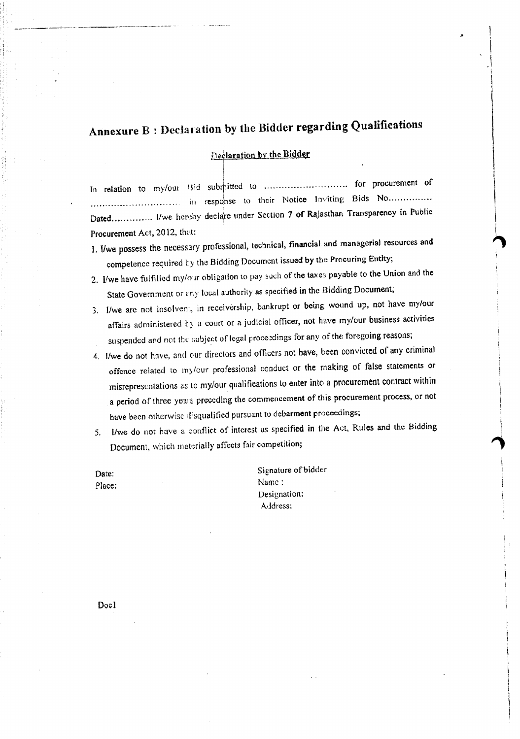# Annexure B : Declaration by the Bidder regarding Qualifications

## Declaration by the Bidder

In relation to my/our Bid submitted to ............................ for procurement of ............................. in response to their Notice Inviting Bids No.............. Dated............. I/we hereby declare under Section 7 of Rajasthan Transparency in Public Procurement Act, 2012, that:

1. I/we possess the necessary professional, technical, financial and managerial resources and competence required by the Bidding Document issued by the Procuring Entity;
2. I/we have fulfilled my/our obligation to pay such of the taxes payable to the Union and the State Government or any local authority as specified in the Bidding Document;
3. I/we are not insolvent, in receivership, bankrupt or being wound up, not have my/our affairs administered by a court or a judicial officer, not have my/our business activities suspended and not the subject of legal proceedings for any of the foregoing reasons;
4. I/we do not have, and our directors and officers not have, been convicted of any criminal offence related to my/our professional conduct or the making of false statements or misrepresentations as to my/our qualifications to enter into a procurement contract within a period of three years preceding the commencement of this procurement process, or not have been otherwise disqualified pursuant to debarment proceedings;
5. I/we do not have a conflict of interest as specified in the Act, Rules and the Bidding Document, which materially affects fair competition;

Date:
Place:

Signature of bidder
Name :
Designation:
Address:

Doc1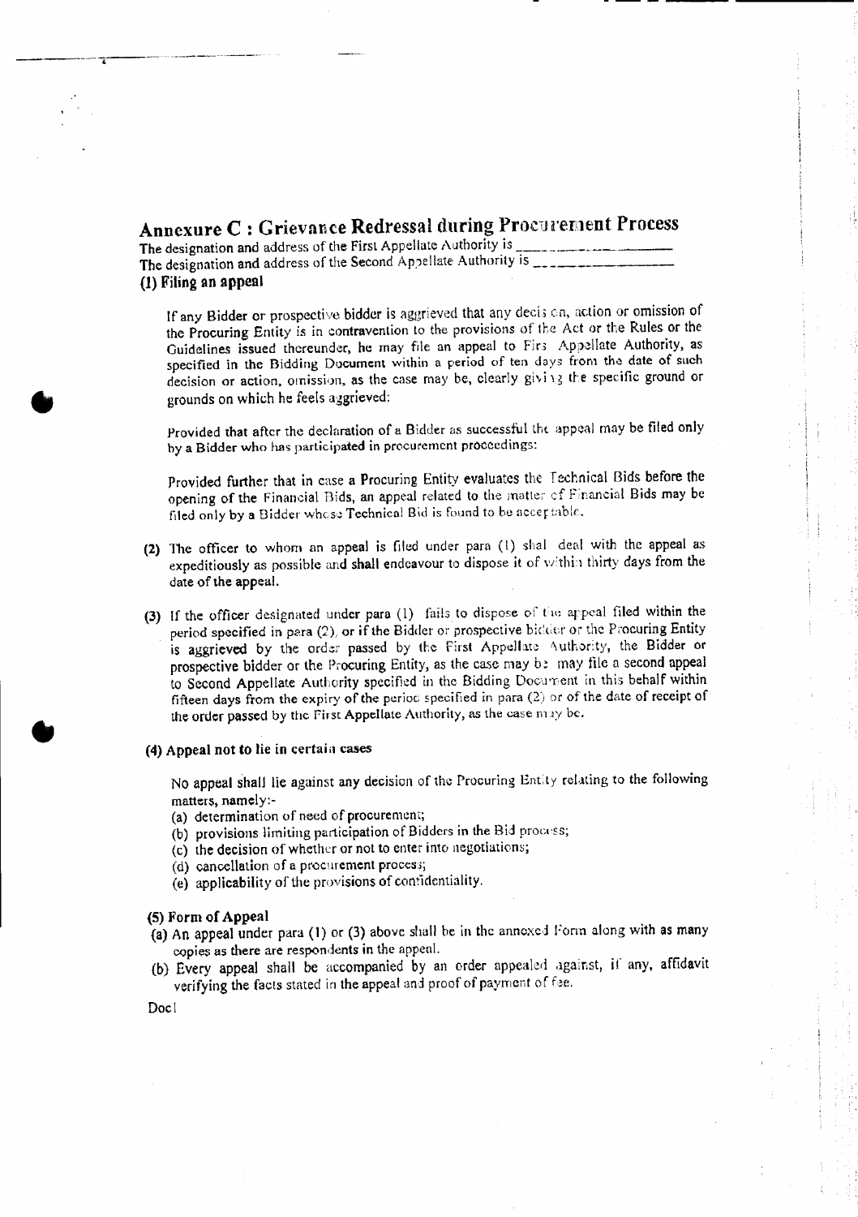## Annexure C : Grievance Redressal during Procurement Process

The designation and address of the First Appellate Authority is ___________________

The designation and address of the Second Appellate Authority is ___________________

### (1) Filing an appeal

If any Bidder or prospective bidder is aggrieved that any decision, action or omission of the Procuring Entity is in contravention to the provisions of the Act or the Rules or the Guidelines issued thereunder, he may file an appeal to First Appellate Authority, as specified in the Bidding Document within a period of ten days from the date of such decision or action, omission, as the case may be, clearly giving the specific ground or grounds on which he feels aggrieved:

Provided that after the declaration of a Bidder as successful the appeal may be filed only by a Bidder who has participated in procurement proceedings:

Provided further that in case a Procuring Entity evaluates the Technical Bids before the opening of the Financial Bids, an appeal related to the matter of Financial Bids may be filed only by a Bidder whose Technical Bid is found to be acceptable.

**(2)** The officer to whom an appeal is filed under para (1) shal deal with the appeal as expeditiously as possible and shall endeavour to dispose it of within thirty days from the date of the appeal.

**(3)** If the officer designated under para (1) fails to dispose of the appeal filed within the period specified in para (2), or if the Bidder or prospective bidder or the Procuring Entity is aggrieved by the order passed by the First Appellate Authority, the Bidder or prospective bidder or the Procuring Entity, as the case may be may file a second appeal to Second Appellate Authority specified in the Bidding Document in this behalf within fifteen days from the expiry of the period specified in para (2) or of the date of receipt of the order passed by the First Appellate Authority, as the case may be.

### (4) Appeal not to lie in certain cases

No appeal shall lie against any decision of the Procuring Entity relating to the following matters, namely:-

(a) determination of need of procurement;
(b) provisions limiting participation of Bidders in the Bid process;
(c) the decision of whether or not to enter into negotiations;
(d) cancellation of a procurement process;
(e) applicability of the provisions of confidentiality.

### (5) Form of Appeal

(a) An appeal under para (1) or (3) above shall be in the annexed Form along with as many copies as there are respondents in the appeal.

(b) Every appeal shall be accompanied by an order appealed against, if any, affidavit verifying the facts stated in the appeal and proof of payment of fee.

Doc1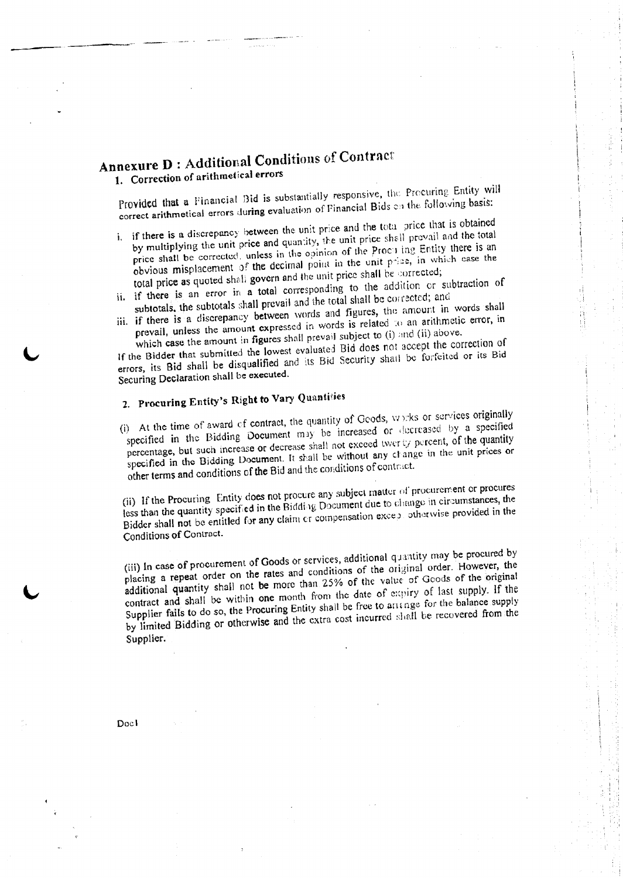# Annexure D : Additional Conditions of Contract

## 1. Correction of arithmetical errors

Provided that a Financial Bid is substantially responsive, the Procuring Entity will correct arithmetical errors during evaluation of Financial Bids on the following basis:

i. if there is a discrepancy between the unit price and the total price that is obtained by multiplying the unit price and quantity, the unit price shall prevail and the total price shall be corrected, unless in the opinion of the Procuring Entity there is an obvious misplacement of the decimal point in the unit price, in which case the total price as quoted shall govern and the unit price shall be corrected;

ii. if there is an error in a total corresponding to the addition or subtraction of subtotals, the subtotals shall prevail and the total shall be corrected; and

iii. if there is a discrepancy between words and figures, the amount in words shall prevail, unless the amount expressed in words is related to an arithmetic error, in which case the amount in figures shall prevail subject to (i) and (ii) above.

If the Bidder that submitted the lowest evaluated Bid does not accept the correction of errors, its Bid shall be disqualified and its Bid Security shall be forfeited or its Bid Securing Declaration shall be executed.

## 2. Procuring Entity's Right to Vary Quantities

(i) At the time of award of contract, the quantity of Goods, works or services originally specified in the Bidding Document may be increased or decreased by a specified percentage, but such increase or decrease shall not exceed twenty percent, of the quantity specified in the Bidding Document. It shall be without any change in the unit prices or other terms and conditions of the Bid and the conditions of contract.

(ii) If the Procuring Entity does not procure any subject matter of procurement or procures less than the quantity specified in the Bidding Document due to change in circumstances, the Bidder shall not be entitled for any claim or compensation except otherwise provided in the Conditions of Contract.

(iii) In case of procurement of Goods or services, additional quantity may be procured by placing a repeat order on the rates and conditions of the original order. However, the additional quantity shall not be more than 25% of the value of Goods of the original contract and shall be within one month from the date of expiry of last supply. If the Supplier fails to do so, the Procuring Entity shall be free to arrange for the balance supply by limited Bidding or otherwise and the extra cost incurred shall be recovered from the Supplier.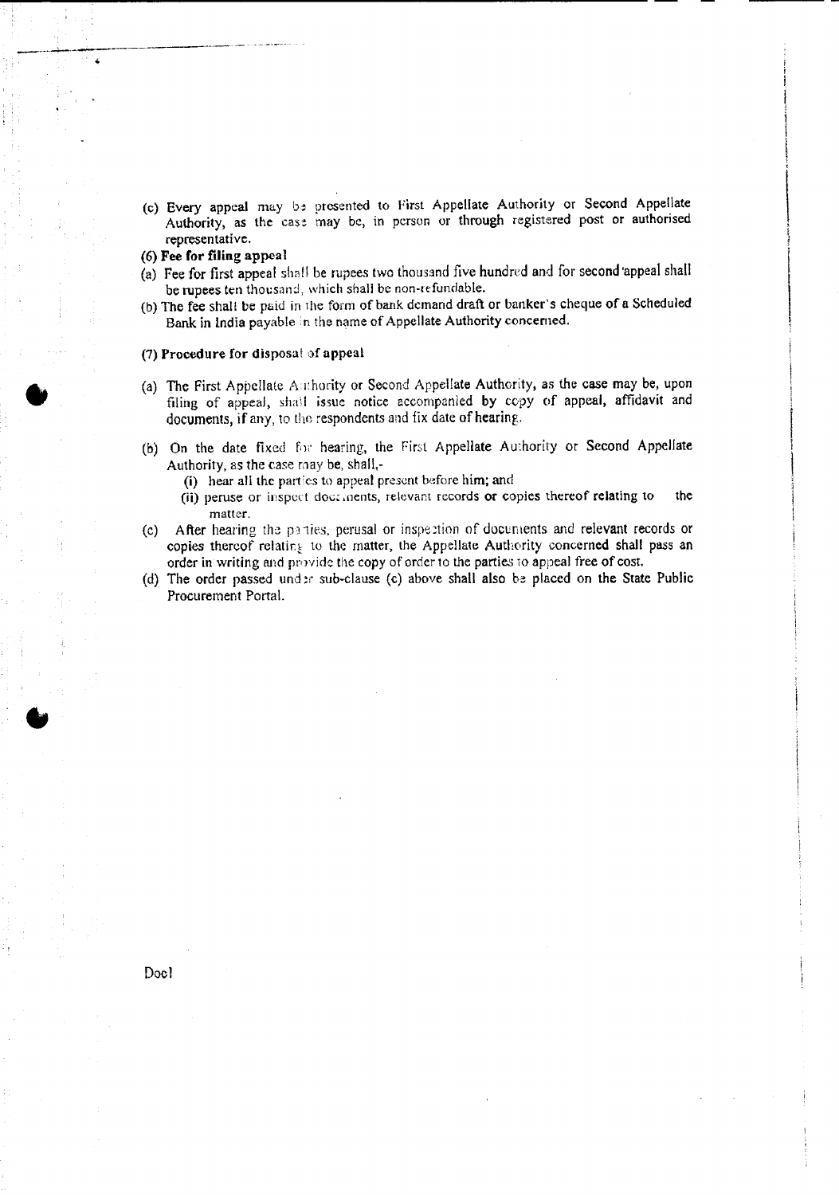(c) Every appeal may be presented to First Appellate Authority or Second Appellate Authority, as the case may be, in person or through registered post or authorised representative.

**(6) Fee for filing appeal**

(a) Fee for first appeal shall be rupees two thousand five hundred and for second appeal shall be rupees ten thousand, which shall be non-refundable.

(b) The fee shall be paid in the form of bank demand draft or banker's cheque of a Scheduled Bank in India payable in the name of Appellate Authority concerned.

**(7) Procedure for disposal of appeal**

(a) The First Appellate Authority or Second Appellate Authority, as the case may be, upon filing of appeal, shall issue notice accompanied by copy of appeal, affidavit and documents, if any, to the respondents and fix date of hearing.

(b) On the date fixed for hearing, the First Appellate Authority or Second Appellate Authority, as the case may be, shall,-

(i) hear all the parties to appeal present before him; and

(ii) peruse or inspect documents, relevant records or copies thereof relating to the matter.

(c) After hearing the parties, perusal or inspection of documents and relevant records or copies thereof relating to the matter, the Appellate Authority concerned shall pass an order in writing and provide the copy of order to the parties to appeal free of cost.

(d) The order passed under sub-clause (c) above shall also be placed on the State Public Procurement Portal.

Doc1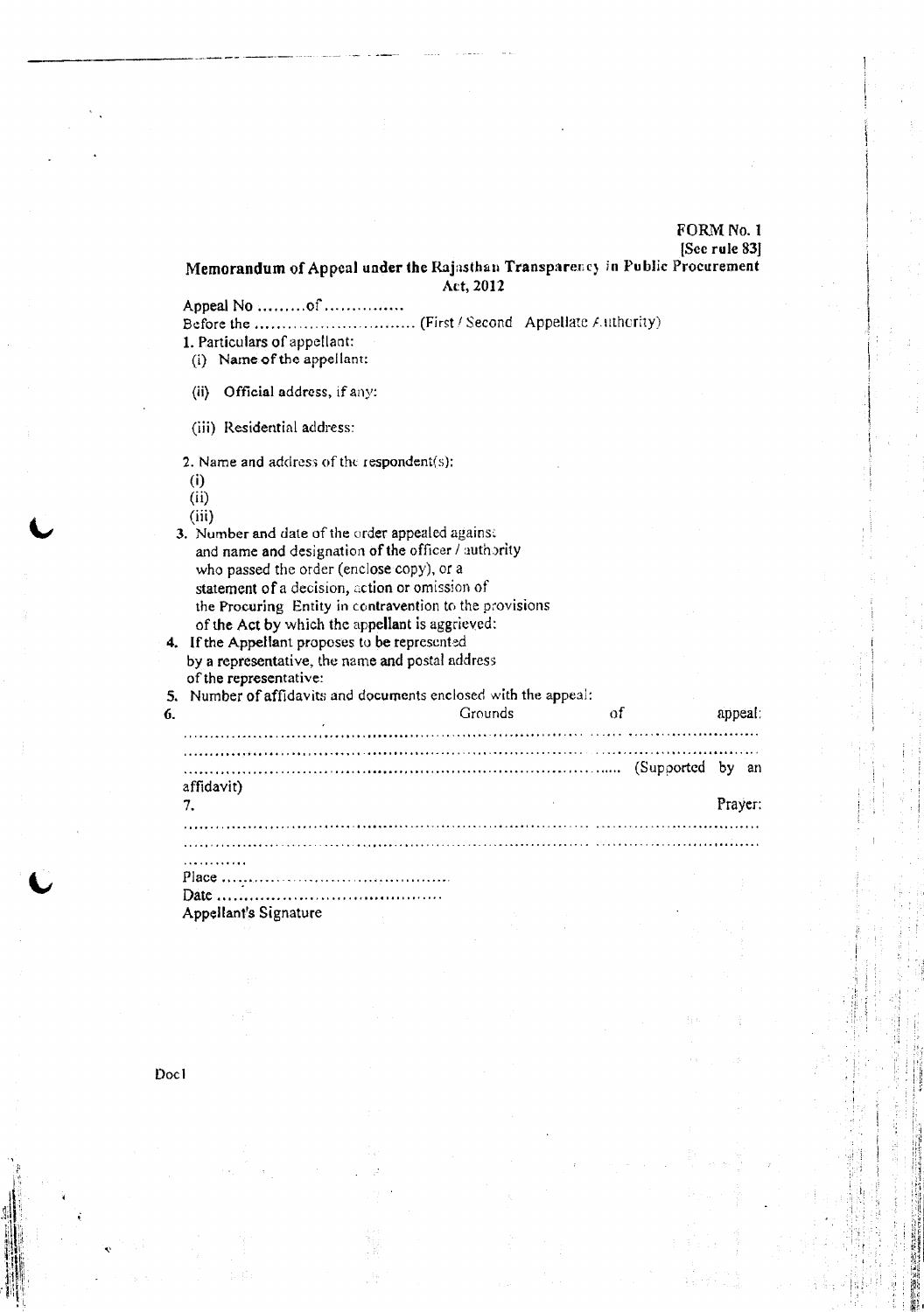FORM No. 1

[See rule 83]

## Memorandum of Appeal under the Rajasthan Transparency in Public Procurement Act, 2012

Appeal No .........of ...............

Before the ............................ (First / Second Appellate Authority)

1. Particulars of appellant:
   - (i) Name of the appellant:
   - (ii) Official address, if any:
   - (iii) Residential address:
2. Name and address of the respondent(s):
   - (i)
   - (ii)
   - (iii)
3. Number and date of the order appealed against and name and designation of the officer / authority who passed the order (enclose copy), or a statement of a decision, action or omission of the Procuring Entity in contravention to the provisions of the Act by which the appellant is aggrieved:
4. If the Appellant proposes to be represented by a representative, the name and postal address of the representative:
5. Number of affidavits and documents enclosed with the appeal:
6. Grounds of appeal:

..........................................................................................................

..........................................................................................................

............................................................................................ (Supported by an affidavit)

7. Prayer:

..........................................................................................................

..........................................................................................................

............

Place ..........................................

Date ..........................................

Appellant's Signature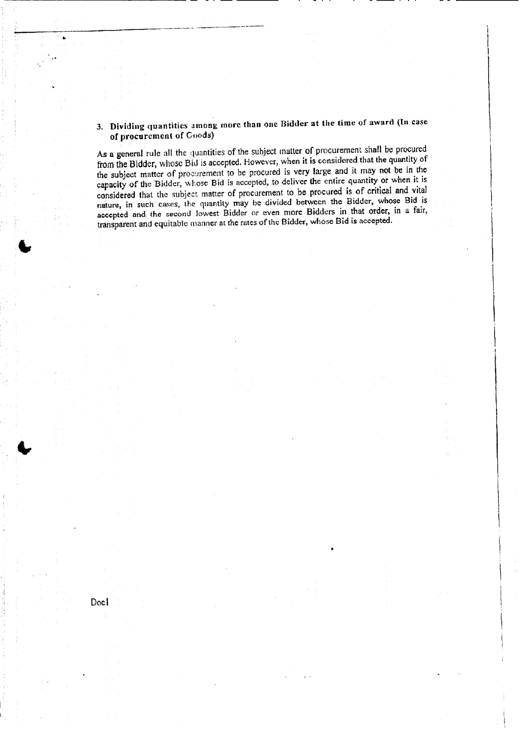### 3. Dividing quantities among more than one Bidder at the time of award (In case of procurement of Goods)

As a general rule all the quantities of the subject matter of procurement shall be procured from the Bidder, whose Bid is accepted. However, when it is considered that the quantity of the subject matter of procurement to be procured is very large and it may not be in the capacity of the Bidder, whose Bid is accepted, to deliver the entire quantity or when it is considered that the subject matter of procurement to be procured is of critical and vital nature, in such cases, the quantity may be divided between the Bidder, whose Bid is accepted and the second lowest Bidder or even more Bidders in that order, in a fair, transparent and equitable manner at the rates of the Bidder, whose Bid is accepted.

Doc1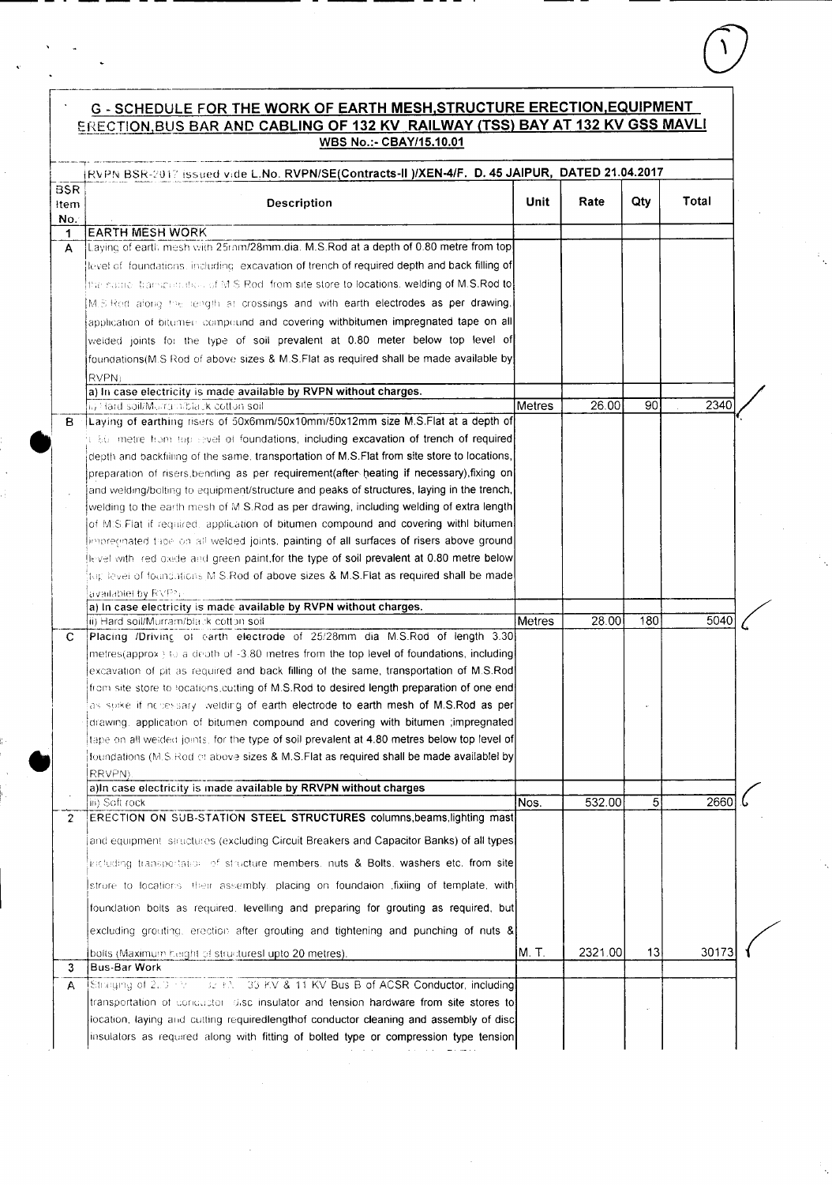## G - SCHEDULE FOR THE WORK OF EARTH MESH,STRUCTURE ERECTION,EQUIPMENT ERECTION,BUS BAR AND CABLING OF 132 KV RAILWAY (TSS) BAY AT 132 KV GSS MAVLI

**WBS No.:- CBAY/15.10.01**

| RVPN BSR-2017 issued vide L.No. RVPN/SE(Contracts-II )/XEN-4/F. D. 45 JAIPUR, DATED 21.04.2017 | | | | | |
|---|---|---|---|---|---|
| **BSR Item No.** | **Description** | **Unit** | **Rate** | **Qty** | **Total** |
| 1 | **EARTH MESH WORK** | | | | |
| A | Laying of earth mesh with 25mm/28mm dia. M.S.Rod at a depth of 0.80 metre from top level of foundations including excavation of trench of required depth and back filling of the same, transportation of M.S.Rod from site store to locations, welding of M.S.Rod to M.S.Rod along the length at crossings and with earth electrodes as per drawing, application of bitumen compound and covering withbitumen impregnated tape on all welded joints for the type of soil prevalent at 0.80 meter below top level of foundations(M.S Rod of above sizes & M.S.Flat as required shall be made available by RVPN) | | | | |
| | **a) In case electricity is made available by RVPN without charges.** | | | | |
| | ii) Hard soil/Murram/black cotton soil | Metres | 26.00 | 90 | 2340 |
| B | Laying of earthing risers of 50x6mm/50x10mm/50x12mm size M.S.Flat at a depth of 0.80 metre from top level of foundations, including excavation of trench of required depth and backfilling of the same, transportation of M.S.Flat from site store to locations, preparation of risers,bending as per requirement(after heating if necessary),fixing on and welding/bolting to equipment/structure and peaks of structures, laying in the trench, welding to the earth mesh of M.S.Rod as per drawing, including welding of extra length of M.S.Flat if required, application of bitumen compound and covering withl bitumen impregnated tape on all welded joints, painting of all surfaces of risers above ground level with red oxide and green paint,for the type of soil prevalent at 0.80 metre below top level of foundations M.S.Rod of above sizes & M.S.Flat as required shall be made availablel by RVPN) | | | | |
| | **a) In case electricity is made available by RVPN without charges.** | | | | |
| | ii) Hard soil/Murram/black cotton soil | Metres | 28.00 | 180 | 5040 |
| C | Placing /Driving of earth electrode of 25/28mm dia M.S.Rod of length 3.30 metres(approx.) to a depth of -3.80 metres from the top level of foundations, including excavation of pit as required and back filling of the same, transportation of M.S.Rod from site store to locations,cutting of M.S.Rod to desired length preparation of one end as spike if necessary, welding of earth electrode to earth mesh of M.S.Rod as per drawing, application of bitumen compound and covering with bitumen ;impregnated tape on all welded joints, for the type of soil prevalent at 4.80 metres below top level of foundations (M.S.Rod of above sizes & M.S.Flat as required shall be made availablel by RRVPN) | | | | |
| | **a)In case electricity is made available by RRVPN without charges** | | | | |
| | iii) Soft rock | Nos. | 532.00 | 5 | 2660 |
| 2 | **ERECTION ON SUB-STATION STEEL STRUCTURES** columns,beams,lighting mast and equipment structures (excluding Circuit Breakers and Capacitor Banks) of all types including transportation of structure members, nuts & Bolts, washers etc. from site strore to locations, their assembly, placing on foundaion ,fixiing of template, with foundation bolts as required, levelling and preparing for grouting as required, but excluding grouting, erection after grouting and tightening and punching of nuts & bolts (Maximum height of structuresl upto 20 metres). | M. T. | 2321.00 | 13 | 30173 |
| 3 | **Bus-Bar Work** | | | | |
| A | Stringing of 220 KV, 132 KV, 33 KV & 11 KV Bus B of ACSR Conductor, including transportation of conductor, disc insulator and tension hardware from site stores to location, laying and cutting requiredlengthof conductor cleaning and assembly of disc insulators as required along with fitting of bolted type or compression type tension | | | | |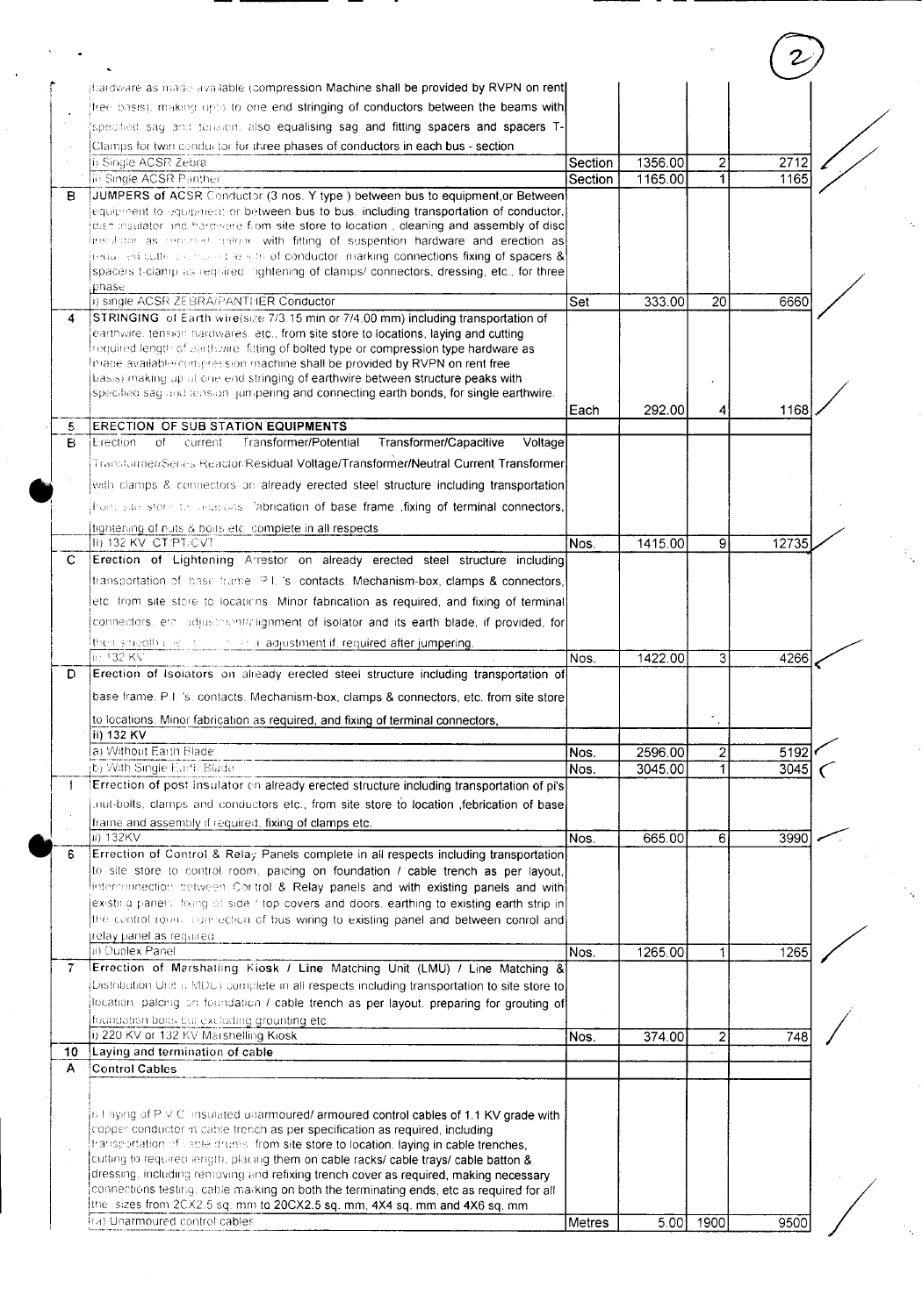| | | | | | |
|---|---|---|---|---|---|
| | hardware as made available (compression Machine shall be provided by RVPN on rent free basis), making up to one end stringing of conductors between the beams with specified sag and tension, also equalising sag and fitting spacers and spacers T-Clamps for twin conductor for three phases of conductors in each bus - section | | | | |
| | i) Single ACSR Zebra | Section | 1356.00 | 2 | 2712 |
| | ii) Single ACSR Panther | Section | 1165.00 | 1 | 1165 |
| B | JUMPERS of ACSR Conductor (3 nos. Y type ) between bus to equipment,or Between equipment to equipment or between bus to bus, including transportation of conductor, disc insulator and hardware from site store to location , cleaning and assembly of disc insulator as required along with fitting of suspention hardware and erection as required and cutting of required length of conductor, marking connections fixing of spacers & spacers t-clamp as required, tightening of clamps/ connectors, dressing, etc., for three phase | | | | |
| | i) single ACSR ZEBRA/PANTHER Conductor | Set | 333.00 | 20 | 6660 |
| 4 | STRINGING of Earth wire(size 7/3.15 min or 7/4.00 mm) including transportation of earthwire, tension hardwares, etc., from site store to locations, laying and cutting required length of earthwire, fitting of bolted type or compression type hardware as made available(compression machine shall be provided by RVPN on rent free basis),making up of one end stringing of earthwire between structure peaks with specified sag and tension, jumpering and connecting earth bonds, for single earthwire. | Each | 292.00 | 4 | 1168 |
| 5 | ERECTION OF SUB STATION EQUIPMENTS | | | | |
| B | Erection of current Transformer/Potential Transformer/Capacitive Voltage Transformer/Series Reactor/Residual Voltage/Transformer/Neutral Current Transformer with clamps & connectors on already erected steel structure including transportation from site store to locations, fabrication of base frame ,fixing of terminal connectors, tightening of nuts & bolts etc. complete in all respects | | | | |
| | ii) 132 KV CT/PT/CVT | Nos. | 1415.00 | 9 | 12735 |
| C | Erection of Lightening Arrestor on already erected steel structure including transportation of base frame, P.I. 's contacts, Mechanism-box, clamps & connectors, etc. from site store to locations. Minor fabrication as required, and fixing of terminal connectors, etc. adjustment/alignment of isolator and its earth blade, if provided, for their smooth operation and adjustment if required after jumpering. | | | | |
| | ii) 132 KV | Nos. | 1422.00 | 3 | 4266 |
| D | Erection of Isolators on already erected steel structure including transportation of base frame, P.I. 's, contacts, Mechanism-box, clamps & connectors, etc. from site store to locations. Minor fabrication as required, and fixing of terminal connectors, | | | | |
| | ii) 132 KV | | | | |
| | a) Without Earth Blade | Nos. | 2596.00 | 2 | 5192 |
| | b) With Single Earth Blade | Nos. | 3045.00 | 1 | 3045 |
| I | Errection of post insulator on already erected structure including transportation of pi's ,nut-bolts, clamps and conductors etc., from site store to location ,febrication of base frame and assembly if required, fixing of clamps etc. | | | | |
| | ii) 132KV | Nos. | 665.00 | 6 | 3990 |
| 6 | Errection of Control & Relay Panels complete in all respects including transportation to site store to control room, palcing on foundation / cable trench as per layout, interconnection between Control & Relay panels and with existing panels and with existing panels, fixing of side / top covers and doors, earthing to existing earth strip in the control room, connection of bus wiring to existing panel and between conrol and relay panel as required | | | | |
| | ii) Duplex Panel | Nos. | 1265.00 | 1 | 1265 |
| 7 | Errection of Marshalling Kiosk / Line Matching Unit (LMU) / Line Matching & Distribution Unit (LMDU) complete in all respects including transportation to site store to location, palcing on foundation / cable trench as per layout, preparing for grouting of foundation bolts but excluding grounting etc. | | | | |
| | i) 220 KV or 132 KV Marshelling Kiosk | Nos. | 374.00 | 2 | 748 |
| 10 | Laying and termination of cable | | | | |
| A | Control Cables | | | | |
| | i) Laying of P.V.C. insulated unarmoured/ armoured control cables of 1.1 KV grade with copper conductor in cable trench as per specification as required, including transportation of cable drums from site store to location, laying in cable trenches, cutting to required length, placing them on cable racks/ cable trays/ cable batton & dressing, including removing and refixing trench cover as required, making necessary connections testing, cable marking on both the terminating ends, etc as required for all the sizes from 2CX2.5 sq. mm to 20CX2.5 sq. mm, 4X4 sq. mm and 4X6 sq. mm | | | | |
| | (a) Unarmoured control cables | Metres | 5.00 | 1900 | 9500 |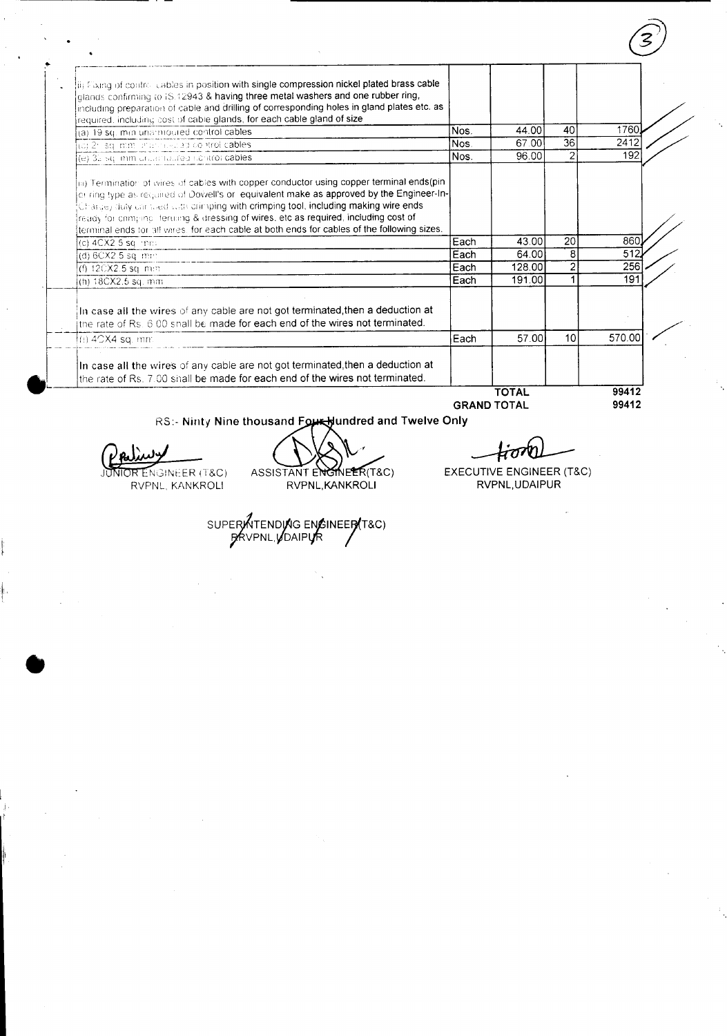| | | | | |
|---|---|---|---|---|
| ii) Fixing of control cables in position with single compression nickel plated brass cable glands confirming to IS 12943 & having three metal washers and one rubber ring, including preparation of cable and drilling of corresponding holes in gland plates etc. as required. including cost of cable glands. for each cable gland of size | | | | |
| (a) 19 sq. mm unarmoured control cables | Nos. | 44.00 | 40 | 1760 |
| (b) 25 sq. mm unarmoured control cables | Nos. | 67.00 | 36 | 2412 |
| (e) 32 sq. mm unarmoured control cables | Nos. | 96.00 | 2 | 192 |
| iii) Termination of wires of cables with copper conductor using copper terminal ends(pin or ring type as required) of Dowell's or equivalent make as approved by the Engineer-In-Charge) duly crimped with crimping with crimping tool, including making wire ends ready for crimping, ferruling & dressing of wires. etc as required, including cost of terminal ends for all wires for each cable at both ends for cables of the following sizes. | | | | |
| (c) 4CX2.5 sq. mm | Each | 43.00 | 20 | 860 |
| (d) 6CX2.5 sq. mm | Each | 64.00 | 8 | 512 |
| (f) 12CX2.5 sq. mm | Each | 128.00 | 2 | 256 |
| (h) 18CX2.5 sq. mm | Each | 191.00 | 1 | 191 |
| In case all the wires of any cable are not got terminated,then a deduction at the rate of Rs. 6.00 shall be made for each end of the wires not terminated. | | | | |
| (i) 4CX4 sq. mm | Each | 57.00 | 10 | 570.00 |
| In case all the wires of any cable are not got terminated,then a deduction at the rate of Rs. 7.00 shall be made for each end of the wires not terminated. | | | | |
| | | TOTAL | | 99412 |
| | | GRAND TOTAL | | 99412 |

RS:- Ninty Nine thousand Four Hundred and Twelve Only

JUNIOR ENGINEER (T&C)
RVPNL, KANKROLI

ASSISTANT ENGINEER(T&C)
RVPNL,KANKROLI

EXECUTIVE ENGINEER (T&C)
RVPNL,UDAIPUR

SUPERINTENDING ENGINEER(T&C)
RRVPNL,UDAIPUR